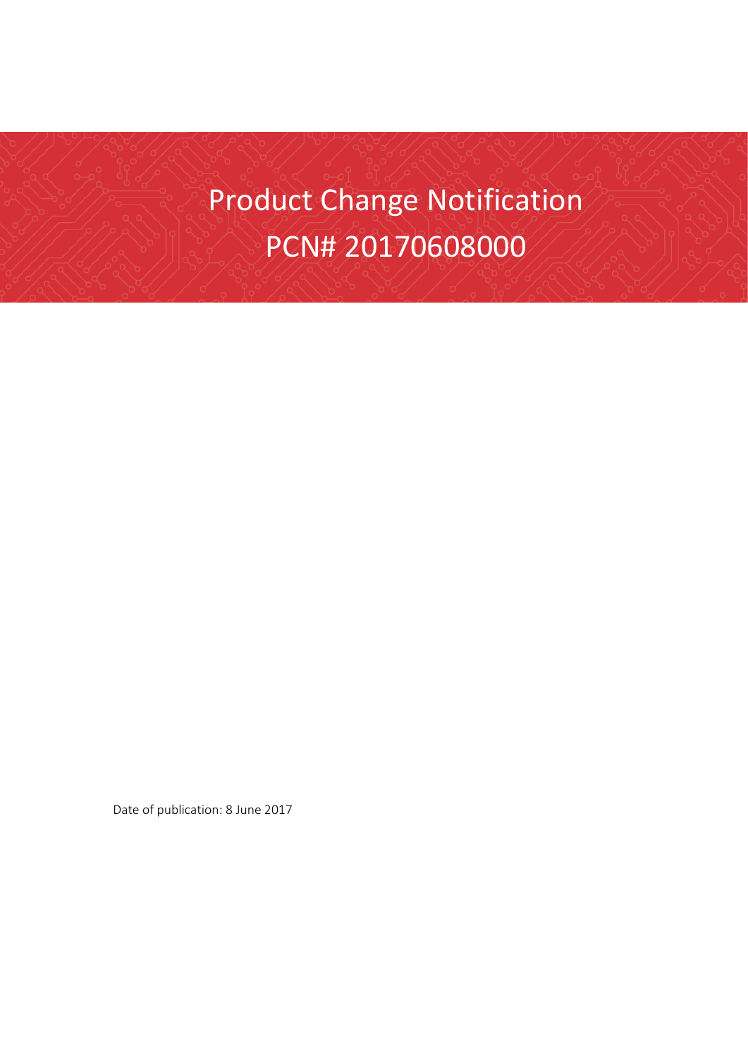# Product Change Notification

# PCN# 20170608000

Date of publication: 8 June 2017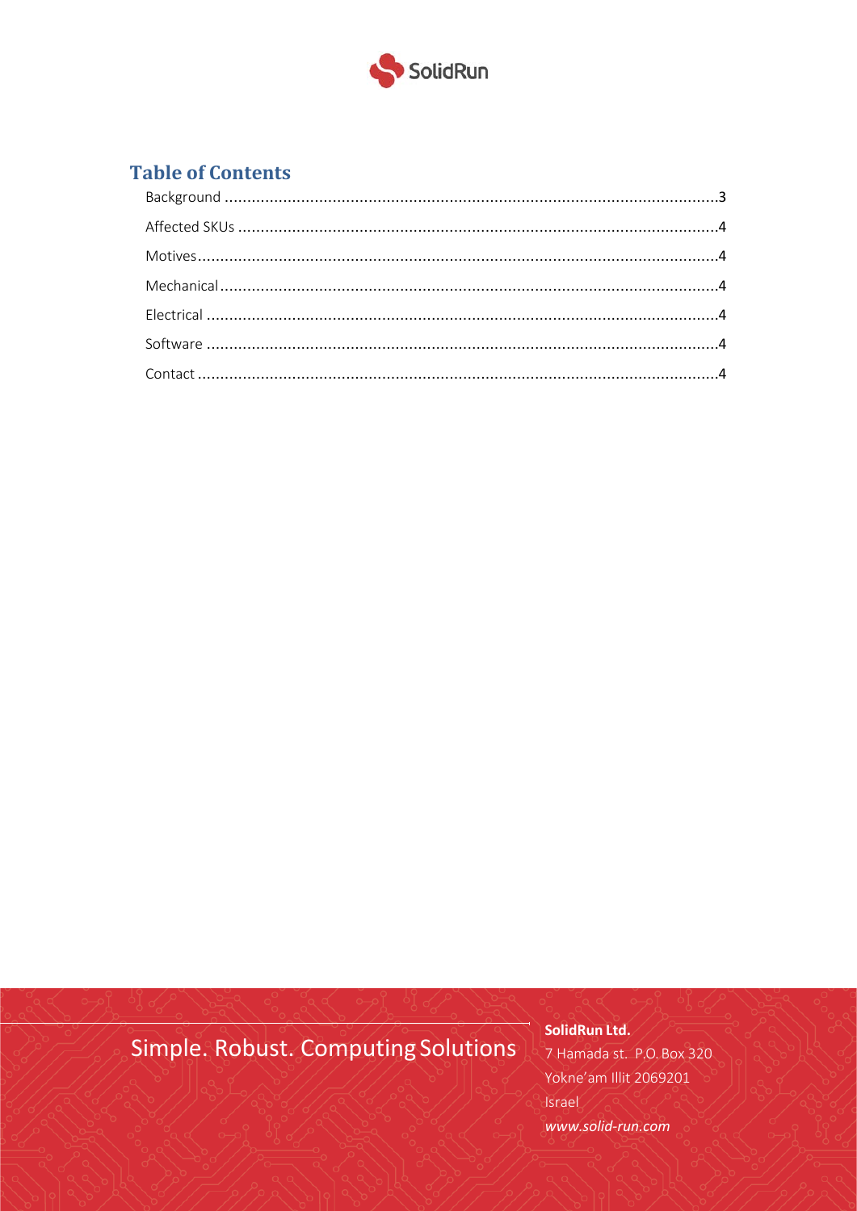## Table of Contents

- Background ....................................................................................................3
- Affected SKUs ...............................................................................................4
- Motives...........................................................................................................4
- Mechanical.....................................................................................................4
- Electrical .......................................................................................................4
- Software ........................................................................................................4
- Contact ..........................................................................................................4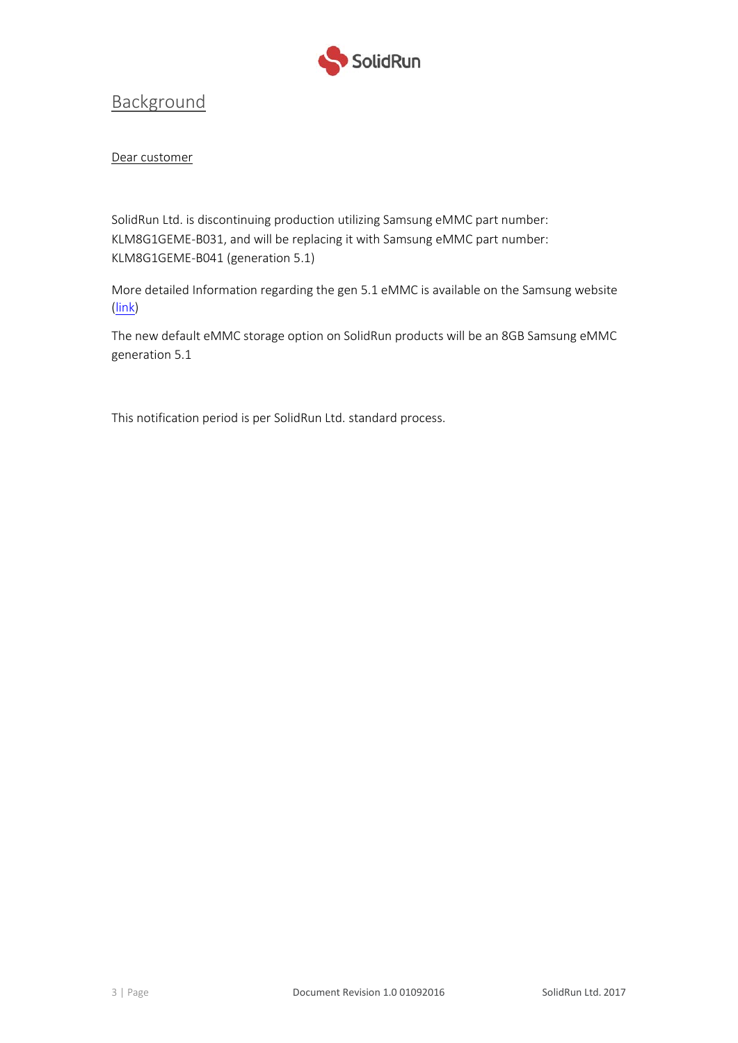## Background

Dear customer

SolidRun Ltd. is discontinuing production utilizing Samsung eMMC part number: KLM8G1GEME-B031, and will be replacing it with Samsung eMMC part number: KLM8G1GEME-B041 (generation 5.1)

More detailed Information regarding the gen 5.1 eMMC is available on the Samsung website (link)

The new default eMMC storage option on SolidRun products will be an 8GB Samsung eMMC generation 5.1

This notification period is per SolidRun Ltd. standard process.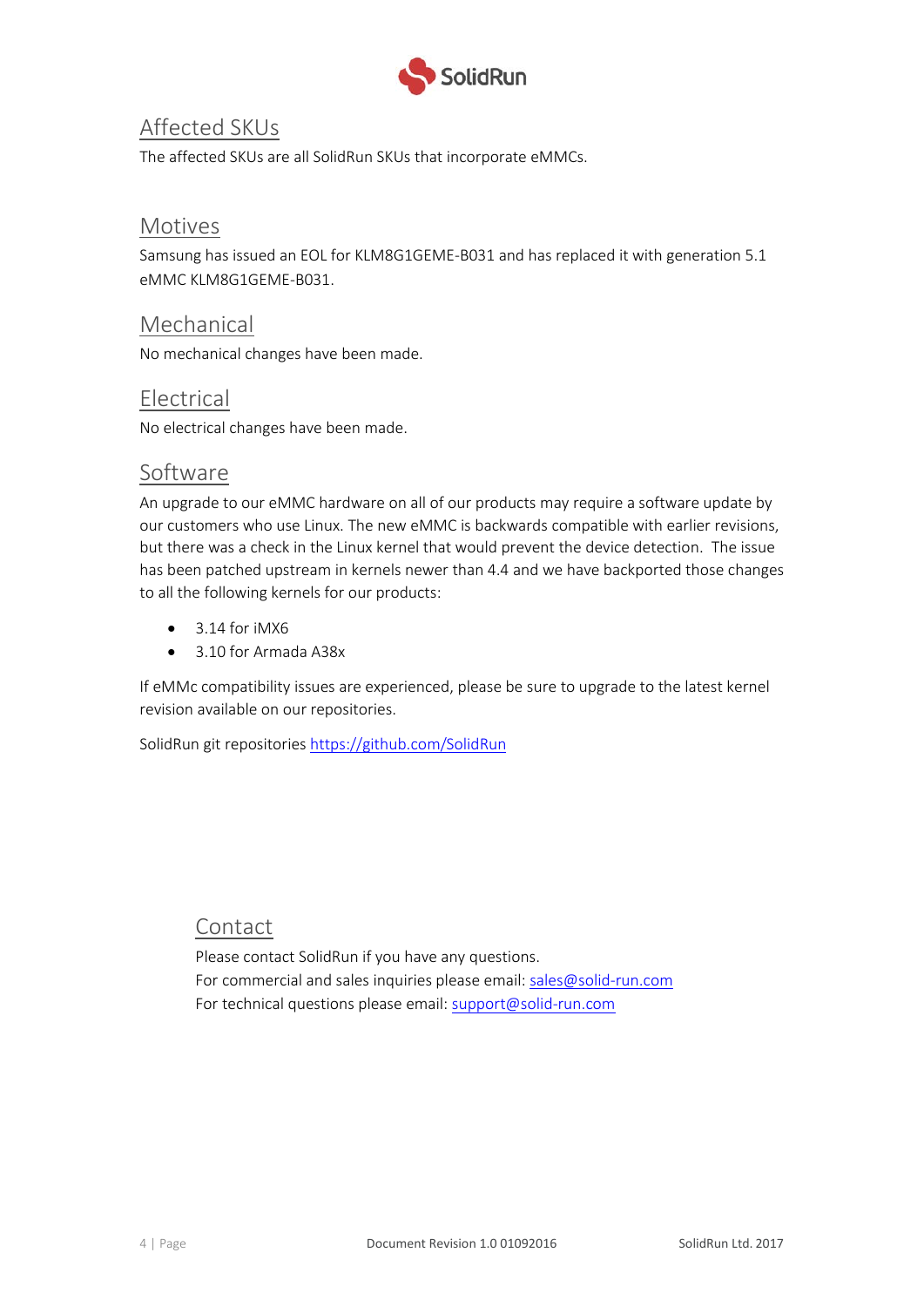## Affected SKUs

The affected SKUs are all SolidRun SKUs that incorporate eMMCs.

## Motives

Samsung has issued an EOL for KLM8G1GEME-B031 and has replaced it with generation 5.1 eMMC KLM8G1GEME-B031.

## Mechanical

No mechanical changes have been made.

## Electrical

No electrical changes have been made.

## Software

An upgrade to our eMMC hardware on all of our products may require a software update by our customers who use Linux. The new eMMC is backwards compatible with earlier revisions, but there was a check in the Linux kernel that would prevent the device detection. The issue has been patched upstream in kernels newer than 4.4 and we have backported those changes to all the following kernels for our products:

- 3.14 for iMX6
- 3.10 for Armada A38x

If eMMc compatibility issues are experienced, please be sure to upgrade to the latest kernel revision available on our repositories.

SolidRun git repositories https://github.com/SolidRun

## Contact

Please contact SolidRun if you have any questions.
For commercial and sales inquiries please email: sales@solid-run.com
For technical questions please email: support@solid-run.com

Document Revision 1.0 01092016 SolidRun Ltd. 2017